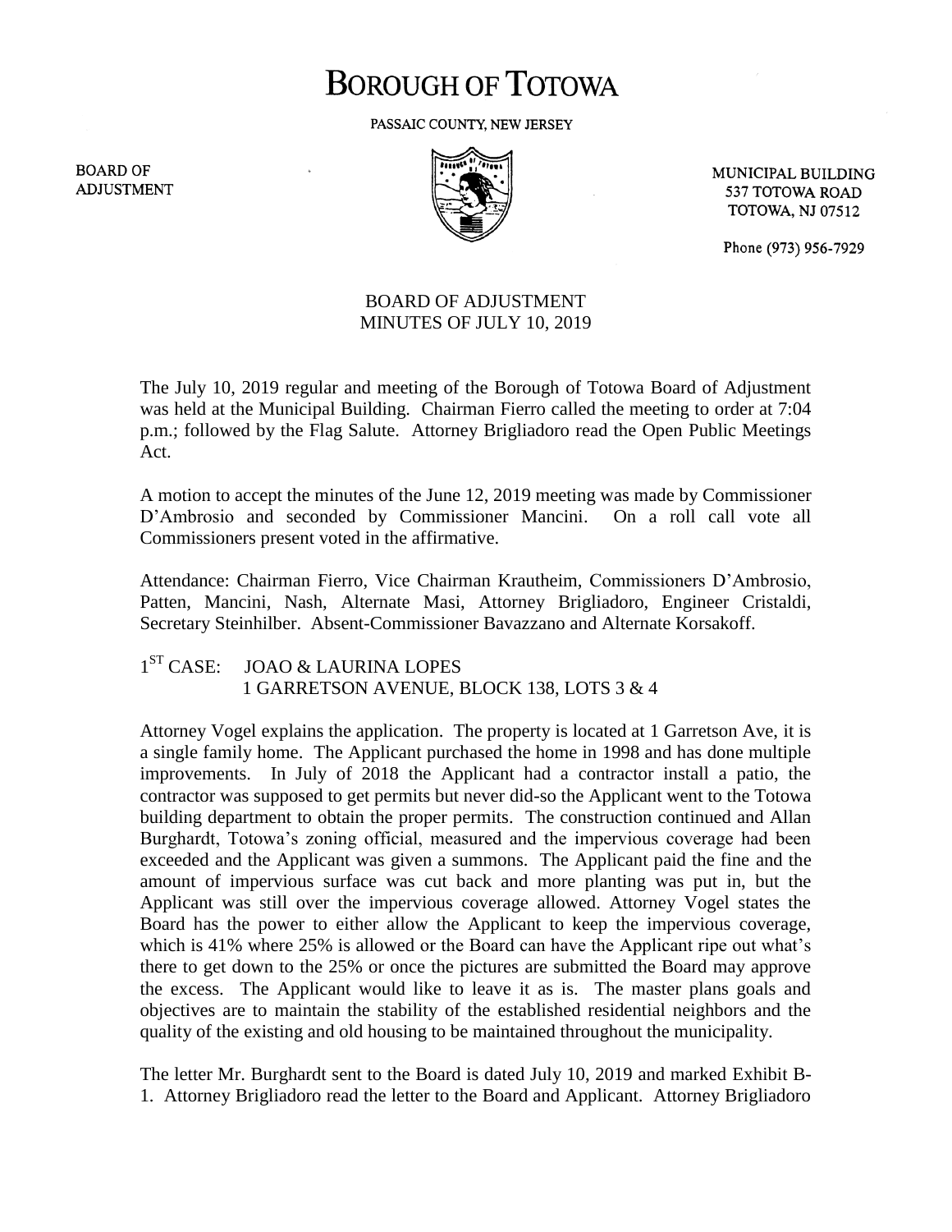# BOROUGH OF TOTOWA

PASSAIC COUNTY, NEW JERSEY

BOARD OF ADJUSTMENT

MUNICIPAL BUILDING
537 TOTOWA ROAD
TOTOWA, NJ 07512

Phone (973) 956-7929

BOARD OF ADJUSTMENT
MINUTES OF JULY 10, 2019

The July 10, 2019 regular and meeting of the Borough of Totowa Board of Adjustment was held at the Municipal Building. Chairman Fierro called the meeting to order at 7:04 p.m.; followed by the Flag Salute. Attorney Brigliadoro read the Open Public Meetings Act.

A motion to accept the minutes of the June 12, 2019 meeting was made by Commissioner D'Ambrosio and seconded by Commissioner Mancini. On a roll call vote all Commissioners present voted in the affirmative.

Attendance: Chairman Fierro, Vice Chairman Krautheim, Commissioners D'Ambrosio, Patten, Mancini, Nash, Alternate Masi, Attorney Brigliadoro, Engineer Cristaldi, Secretary Steinhilber. Absent-Commissioner Bavazzano and Alternate Korsakoff.

1ST CASE: JOAO & LAURINA LOPES
1 GARRETSON AVENUE, BLOCK 138, LOTS 3 & 4

Attorney Vogel explains the application. The property is located at 1 Garretson Ave, it is a single family home. The Applicant purchased the home in 1998 and has done multiple improvements. In July of 2018 the Applicant had a contractor install a patio, the contractor was supposed to get permits but never did-so the Applicant went to the Totowa building department to obtain the proper permits. The construction continued and Allan Burghardt, Totowa's zoning official, measured and the impervious coverage had been exceeded and the Applicant was given a summons. The Applicant paid the fine and the amount of impervious surface was cut back and more planting was put in, but the Applicant was still over the impervious coverage allowed. Attorney Vogel states the Board has the power to either allow the Applicant to keep the impervious coverage, which is 41% where 25% is allowed or the Board can have the Applicant ripe out what's there to get down to the 25% or once the pictures are submitted the Board may approve the excess. The Applicant would like to leave it as is. The master plans goals and objectives are to maintain the stability of the established residential neighbors and the quality of the existing and old housing to be maintained throughout the municipality.

The letter Mr. Burghardt sent to the Board is dated July 10, 2019 and marked Exhibit B-1. Attorney Brigliadoro read the letter to the Board and Applicant. Attorney Brigliadoro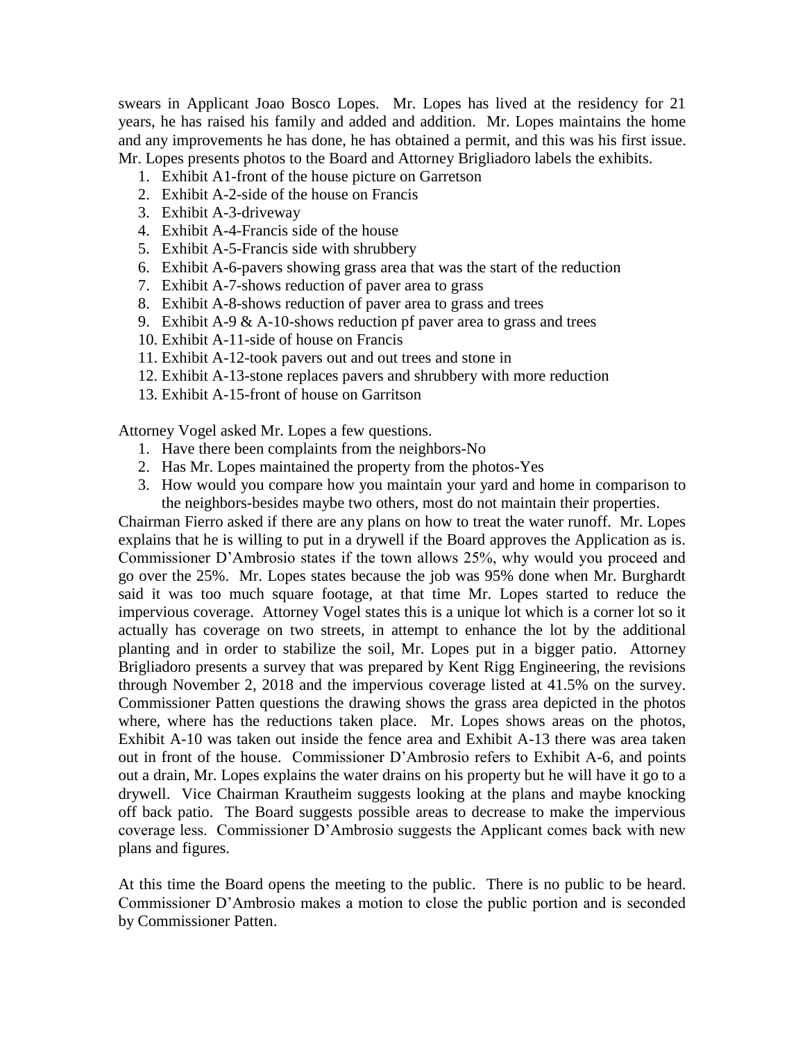swears in Applicant Joao Bosco Lopes. Mr. Lopes has lived at the residency for 21 years, he has raised his family and added and addition. Mr. Lopes maintains the home and any improvements he has done, he has obtained a permit, and this was his first issue. Mr. Lopes presents photos to the Board and Attorney Brigliadoro labels the exhibits.

1. Exhibit A1-front of the house picture on Garretson
2. Exhibit A-2-side of the house on Francis
3. Exhibit A-3-driveway
4. Exhibit A-4-Francis side of the house
5. Exhibit A-5-Francis side with shrubbery
6. Exhibit A-6-pavers showing grass area that was the start of the reduction
7. Exhibit A-7-shows reduction of paver area to grass
8. Exhibit A-8-shows reduction of paver area to grass and trees
9. Exhibit A-9 & A-10-shows reduction pf paver area to grass and trees
10. Exhibit A-11-side of house on Francis
11. Exhibit A-12-took pavers out and out trees and stone in
12. Exhibit A-13-stone replaces pavers and shrubbery with more reduction
13. Exhibit A-15-front of house on Garritson

Attorney Vogel asked Mr. Lopes a few questions.

1. Have there been complaints from the neighbors-No
2. Has Mr. Lopes maintained the property from the photos-Yes
3. How would you compare how you maintain your yard and home in comparison to the neighbors-besides maybe two others, most do not maintain their properties.

Chairman Fierro asked if there are any plans on how to treat the water runoff. Mr. Lopes explains that he is willing to put in a drywell if the Board approves the Application as is. Commissioner D'Ambrosio states if the town allows 25%, why would you proceed and go over the 25%. Mr. Lopes states because the job was 95% done when Mr. Burghardt said it was too much square footage, at that time Mr. Lopes started to reduce the impervious coverage. Attorney Vogel states this is a unique lot which is a corner lot so it actually has coverage on two streets, in attempt to enhance the lot by the additional planting and in order to stabilize the soil, Mr. Lopes put in a bigger patio. Attorney Brigliadoro presents a survey that was prepared by Kent Rigg Engineering, the revisions through November 2, 2018 and the impervious coverage listed at 41.5% on the survey. Commissioner Patten questions the drawing shows the grass area depicted in the photos where, where has the reductions taken place. Mr. Lopes shows areas on the photos, Exhibit A-10 was taken out inside the fence area and Exhibit A-13 there was area taken out in front of the house. Commissioner D'Ambrosio refers to Exhibit A-6, and points out a drain, Mr. Lopes explains the water drains on his property but he will have it go to a drywell. Vice Chairman Krautheim suggests looking at the plans and maybe knocking off back patio. The Board suggests possible areas to decrease to make the impervious coverage less. Commissioner D'Ambrosio suggests the Applicant comes back with new plans and figures.

At this time the Board opens the meeting to the public. There is no public to be heard. Commissioner D'Ambrosio makes a motion to close the public portion and is seconded by Commissioner Patten.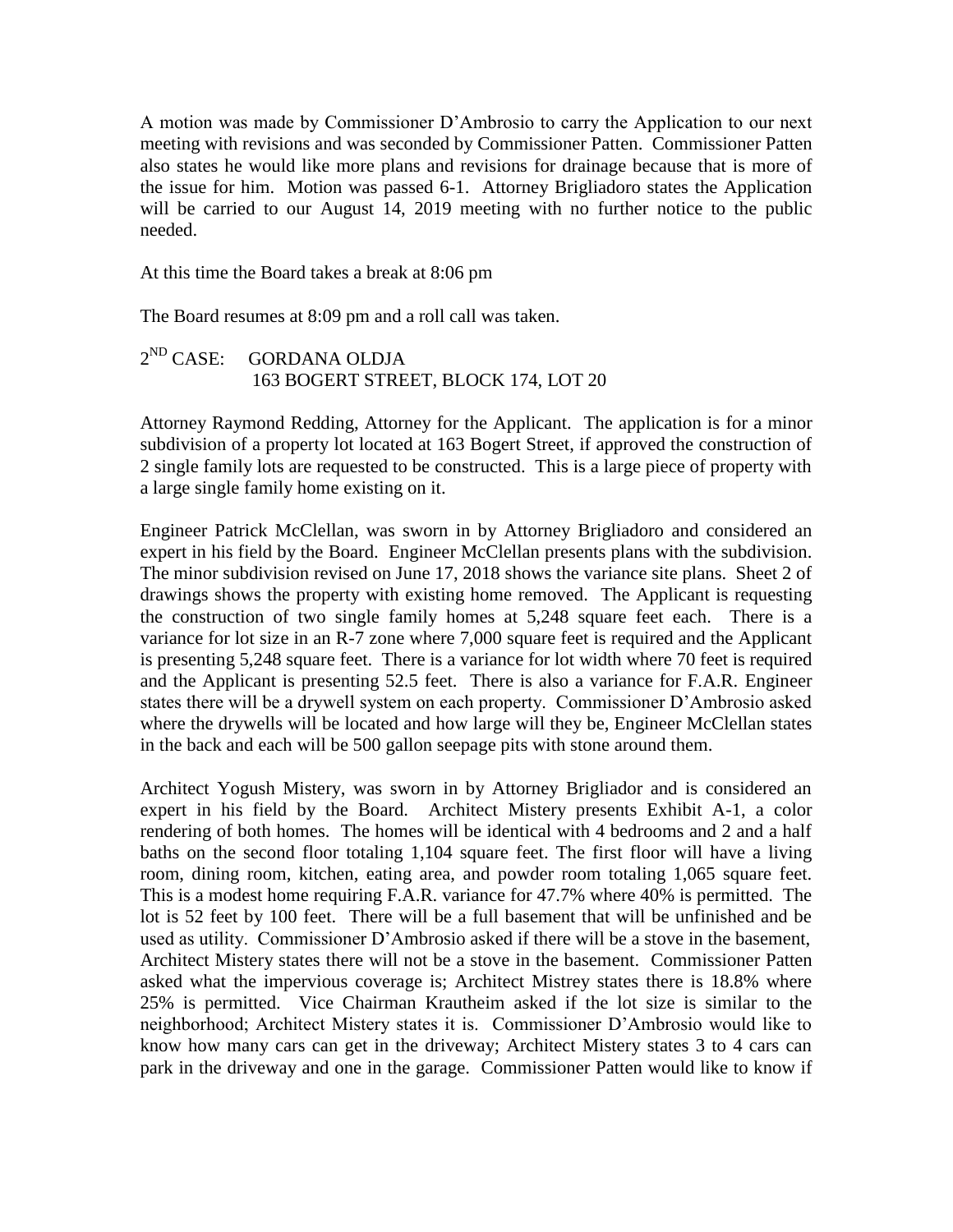A motion was made by Commissioner D'Ambrosio to carry the Application to our next meeting with revisions and was seconded by Commissioner Patten. Commissioner Patten also states he would like more plans and revisions for drainage because that is more of the issue for him. Motion was passed 6-1. Attorney Brigliadoro states the Application will be carried to our August 14, 2019 meeting with no further notice to the public needed.

At this time the Board takes a break at 8:06 pm

The Board resumes at 8:09 pm and a roll call was taken.

2[ND] CASE: GORDANA OLDJA
163 BOGERT STREET, BLOCK 174, LOT 20

Attorney Raymond Redding, Attorney for the Applicant. The application is for a minor subdivision of a property lot located at 163 Bogert Street, if approved the construction of 2 single family lots are requested to be constructed. This is a large piece of property with a large single family home existing on it.

Engineer Patrick McClellan, was sworn in by Attorney Brigliadoro and considered an expert in his field by the Board. Engineer McClellan presents plans with the subdivision. The minor subdivision revised on June 17, 2018 shows the variance site plans. Sheet 2 of drawings shows the property with existing home removed. The Applicant is requesting the construction of two single family homes at 5,248 square feet each. There is a variance for lot size in an R-7 zone where 7,000 square feet is required and the Applicant is presenting 5,248 square feet. There is a variance for lot width where 70 feet is required and the Applicant is presenting 52.5 feet. There is also a variance for F.A.R. Engineer states there will be a drywell system on each property. Commissioner D'Ambrosio asked where the drywells will be located and how large will they be, Engineer McClellan states in the back and each will be 500 gallon seepage pits with stone around them.

Architect Yogush Mistery, was sworn in by Attorney Brigliador and is considered an expert in his field by the Board. Architect Mistery presents Exhibit A-1, a color rendering of both homes. The homes will be identical with 4 bedrooms and 2 and a half baths on the second floor totaling 1,104 square feet. The first floor will have a living room, dining room, kitchen, eating area, and powder room totaling 1,065 square feet. This is a modest home requiring F.A.R. variance for 47.7% where 40% is permitted. The lot is 52 feet by 100 feet. There will be a full basement that will be unfinished and be used as utility. Commissioner D'Ambrosio asked if there will be a stove in the basement, Architect Mistery states there will not be a stove in the basement. Commissioner Patten asked what the impervious coverage is; Architect Mistrey states there is 18.8% where 25% is permitted. Vice Chairman Krautheim asked if the lot size is similar to the neighborhood; Architect Mistery states it is. Commissioner D'Ambrosio would like to know how many cars can get in the driveway; Architect Mistery states 3 to 4 cars can park in the driveway and one in the garage. Commissioner Patten would like to know if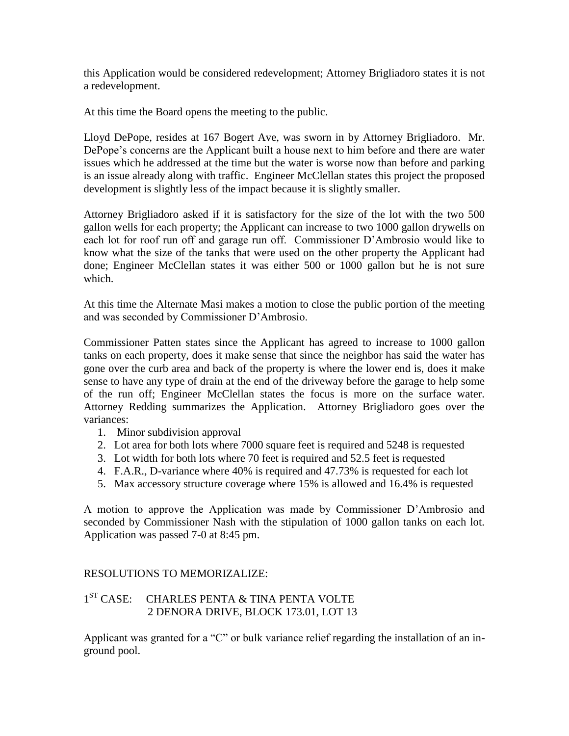this Application would be considered redevelopment; Attorney Brigliadoro states it is not a redevelopment.

At this time the Board opens the meeting to the public.

Lloyd DePope, resides at 167 Bogert Ave, was sworn in by Attorney Brigliadoro. Mr. DePope's concerns are the Applicant built a house next to him before and there are water issues which he addressed at the time but the water is worse now than before and parking is an issue already along with traffic. Engineer McClellan states this project the proposed development is slightly less of the impact because it is slightly smaller.

Attorney Brigliadoro asked if it is satisfactory for the size of the lot with the two 500 gallon wells for each property; the Applicant can increase to two 1000 gallon drywells on each lot for roof run off and garage run off. Commissioner D'Ambrosio would like to know what the size of the tanks that were used on the other property the Applicant had done; Engineer McClellan states it was either 500 or 1000 gallon but he is not sure which.

At this time the Alternate Masi makes a motion to close the public portion of the meeting and was seconded by Commissioner D'Ambrosio.

Commissioner Patten states since the Applicant has agreed to increase to 1000 gallon tanks on each property, does it make sense that since the neighbor has said the water has gone over the curb area and back of the property is where the lower end is, does it make sense to have any type of drain at the end of the driveway before the garage to help some of the run off; Engineer McClellan states the focus is more on the surface water. Attorney Redding summarizes the Application. Attorney Brigliadoro goes over the variances:

1. Minor subdivision approval
2. Lot area for both lots where 7000 square feet is required and 5248 is requested
3. Lot width for both lots where 70 feet is required and 52.5 feet is requested
4. F.A.R., D-variance where 40% is required and 47.73% is requested for each lot
5. Max accessory structure coverage where 15% is allowed and 16.4% is requested

A motion to approve the Application was made by Commissioner D'Ambrosio and seconded by Commissioner Nash with the stipulation of 1000 gallon tanks on each lot. Application was passed 7-0 at 8:45 pm.

RESOLUTIONS TO MEMORIZALIZE:

1ST CASE: CHARLES PENTA & TINA PENTA VOLTE
2 DENORA DRIVE, BLOCK 173.01, LOT 13

Applicant was granted for a "C" or bulk variance relief regarding the installation of an in-ground pool.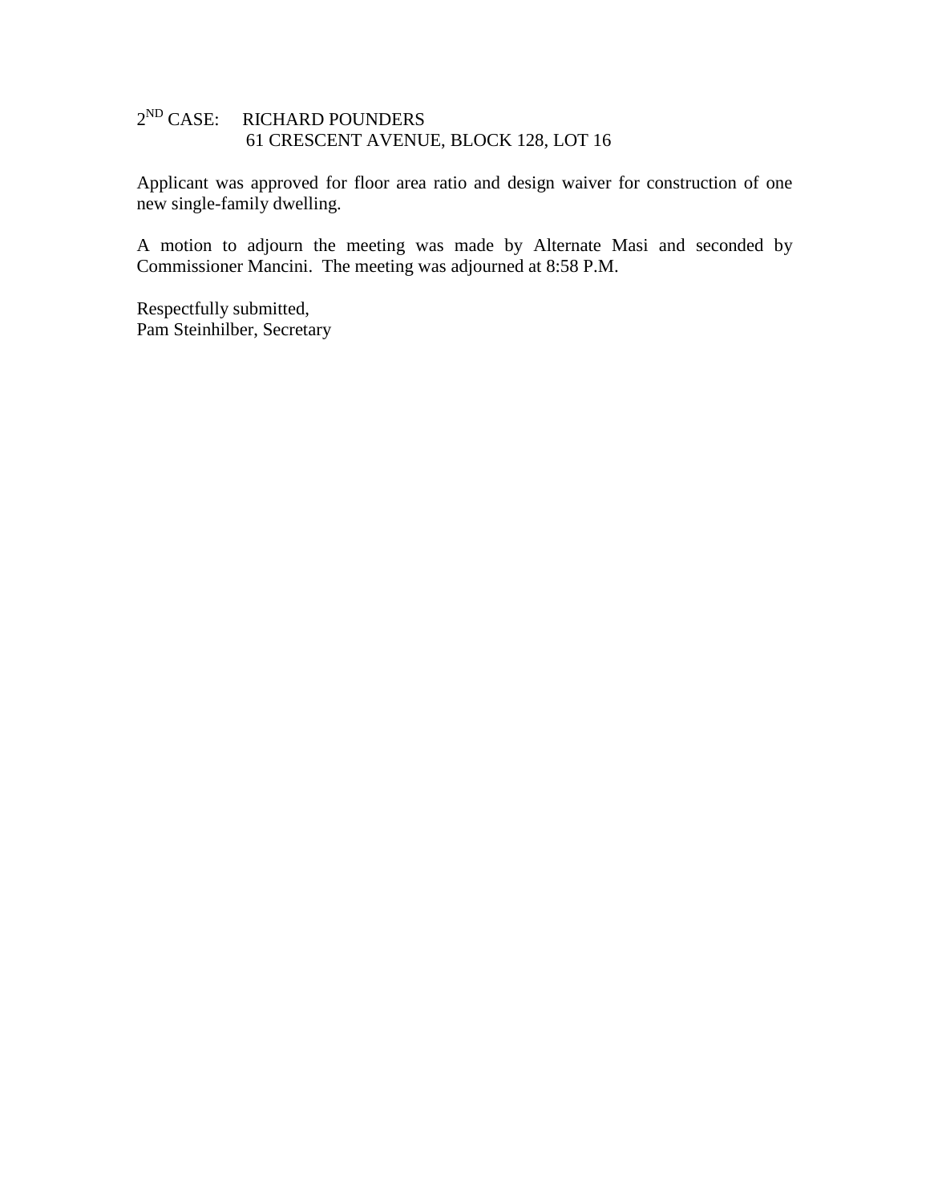2ND CASE: RICHARD POUNDERS
61 CRESCENT AVENUE, BLOCK 128, LOT 16

Applicant was approved for floor area ratio and design waiver for construction of one new single-family dwelling.

A motion to adjourn the meeting was made by Alternate Masi and seconded by Commissioner Mancini. The meeting was adjourned at 8:58 P.M.

Respectfully submitted,
Pam Steinhilber, Secretary